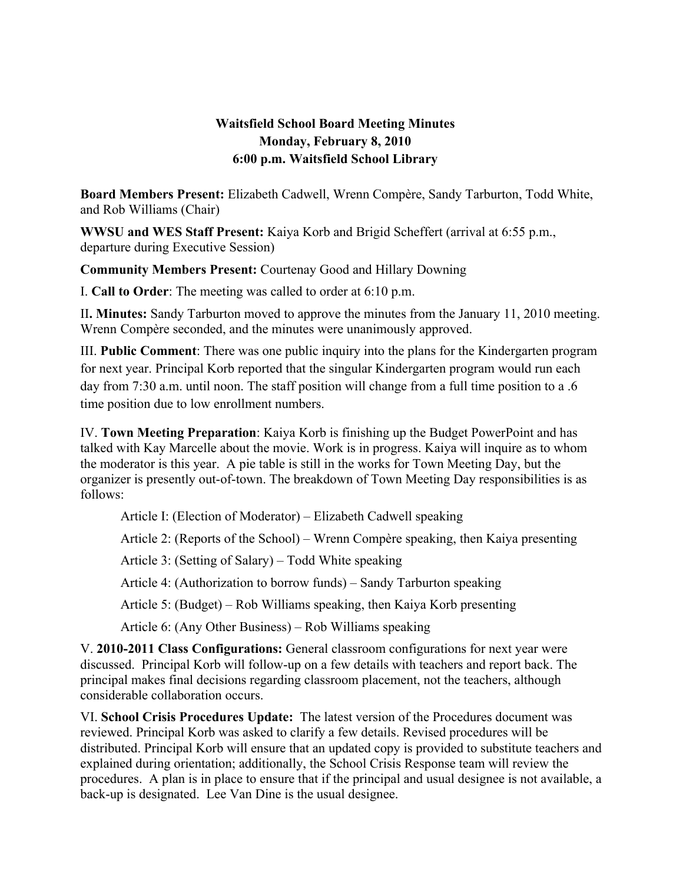# Waitsfield School Board Meeting Minutes
## Monday, February 8, 2010
## 6:00 p.m. Waitsfield School Library

**Board Members Present:** Elizabeth Cadwell, Wrenn Compère, Sandy Tarburton, Todd White, and Rob Williams (Chair)

**WWSU and WES Staff Present:** Kaiya Korb and Brigid Scheffert (arrival at 6:55 p.m., departure during Executive Session)

**Community Members Present:** Courtenay Good and Hillary Downing

I. **Call to Order**: The meeting was called to order at 6:10 p.m.

II**. Minutes:** Sandy Tarburton moved to approve the minutes from the January 11, 2010 meeting. Wrenn Compère seconded, and the minutes were unanimously approved.

III. **Public Comment**: There was one public inquiry into the plans for the Kindergarten program for next year. Principal Korb reported that the singular Kindergarten program would run each day from 7:30 a.m. until noon. The staff position will change from a full time position to a .6 time position due to low enrollment numbers.

IV. **Town Meeting Preparation**: Kaiya Korb is finishing up the Budget PowerPoint and has talked with Kay Marcelle about the movie. Work is in progress. Kaiya will inquire as to whom the moderator is this year. A pie table is still in the works for Town Meeting Day, but the organizer is presently out-of-town. The breakdown of Town Meeting Day responsibilities is as follows:

Article I: (Election of Moderator) – Elizabeth Cadwell speaking

Article 2: (Reports of the School) – Wrenn Compère speaking, then Kaiya presenting

Article 3: (Setting of Salary) – Todd White speaking

Article 4: (Authorization to borrow funds) – Sandy Tarburton speaking

Article 5: (Budget) – Rob Williams speaking, then Kaiya Korb presenting

Article 6: (Any Other Business) – Rob Williams speaking

V. **2010-2011 Class Configurations:** General classroom configurations for next year were discussed. Principal Korb will follow-up on a few details with teachers and report back. The principal makes final decisions regarding classroom placement, not the teachers, although considerable collaboration occurs.

VI. **School Crisis Procedures Update:** The latest version of the Procedures document was reviewed. Principal Korb was asked to clarify a few details. Revised procedures will be distributed. Principal Korb will ensure that an updated copy is provided to substitute teachers and explained during orientation; additionally, the School Crisis Response team will review the procedures. A plan is in place to ensure that if the principal and usual designee is not available, a back-up is designated. Lee Van Dine is the usual designee.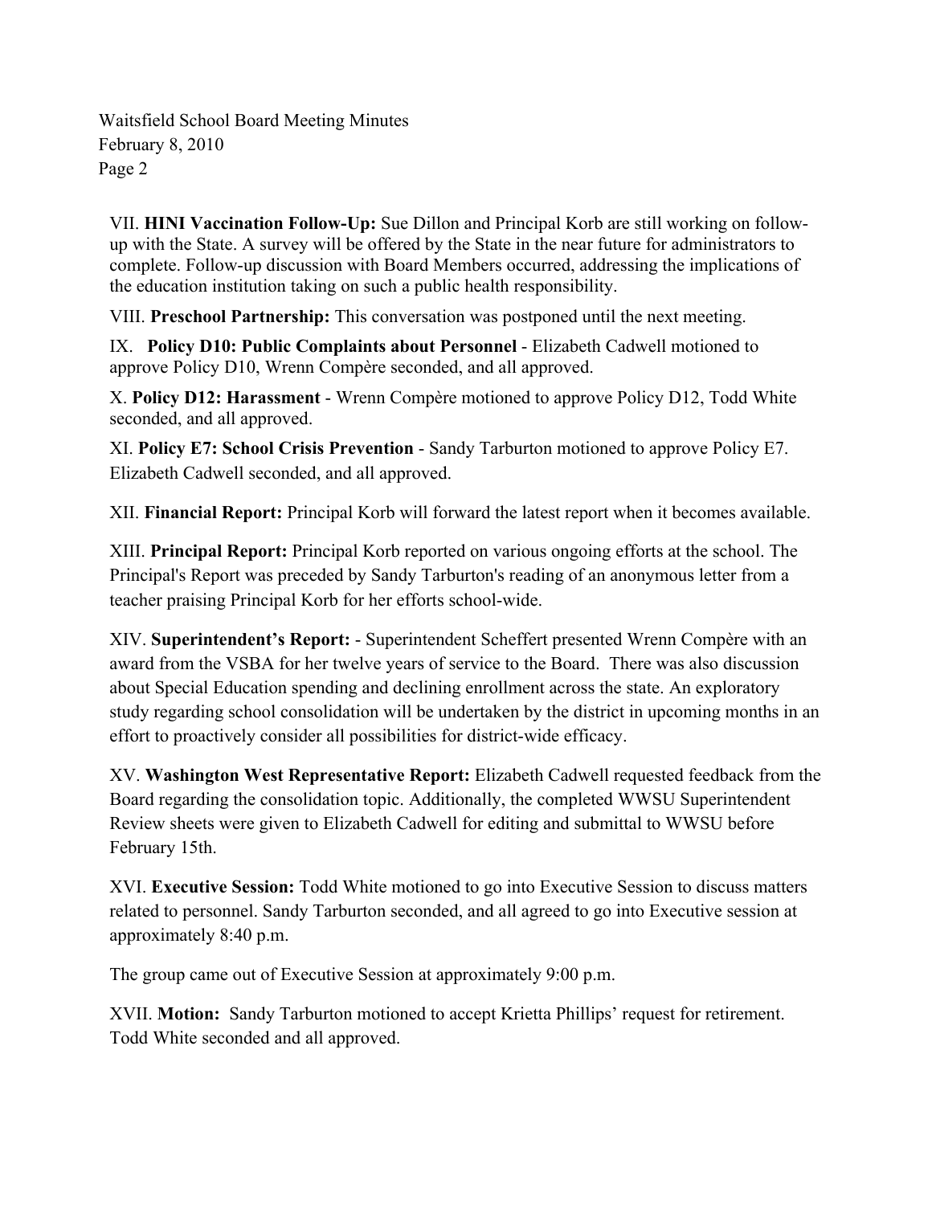VII. **HINI Vaccination Follow-Up:** Sue Dillon and Principal Korb are still working on follow-up with the State. A survey will be offered by the State in the near future for administrators to complete. Follow-up discussion with Board Members occurred, addressing the implications of the education institution taking on such a public health responsibility.

VIII. **Preschool Partnership:** This conversation was postponed until the next meeting.

IX. **Policy D10: Public Complaints about Personnel** - Elizabeth Cadwell motioned to approve Policy D10, Wrenn Compère seconded, and all approved.

X. **Policy D12: Harassment** - Wrenn Compère motioned to approve Policy D12, Todd White seconded, and all approved.

XI. **Policy E7: School Crisis Prevention** - Sandy Tarburton motioned to approve Policy E7. Elizabeth Cadwell seconded, and all approved.

XII. **Financial Report:** Principal Korb will forward the latest report when it becomes available.

XIII. **Principal Report:** Principal Korb reported on various ongoing efforts at the school. The Principal's Report was preceded by Sandy Tarburton's reading of an anonymous letter from a teacher praising Principal Korb for her efforts school-wide.

XIV. **Superintendent's Report:** - Superintendent Scheffert presented Wrenn Compère with an award from the VSBA for her twelve years of service to the Board. There was also discussion about Special Education spending and declining enrollment across the state. An exploratory study regarding school consolidation will be undertaken by the district in upcoming months in an effort to proactively consider all possibilities for district-wide efficacy.

XV. **Washington West Representative Report:** Elizabeth Cadwell requested feedback from the Board regarding the consolidation topic. Additionally, the completed WWSU Superintendent Review sheets were given to Elizabeth Cadwell for editing and submittal to WWSU before February 15th.

XVI. **Executive Session:** Todd White motioned to go into Executive Session to discuss matters related to personnel. Sandy Tarburton seconded, and all agreed to go into Executive session at approximately 8:40 p.m.

The group came out of Executive Session at approximately 9:00 p.m.

XVII. **Motion:** Sandy Tarburton motioned to accept Krietta Phillips' request for retirement. Todd White seconded and all approved.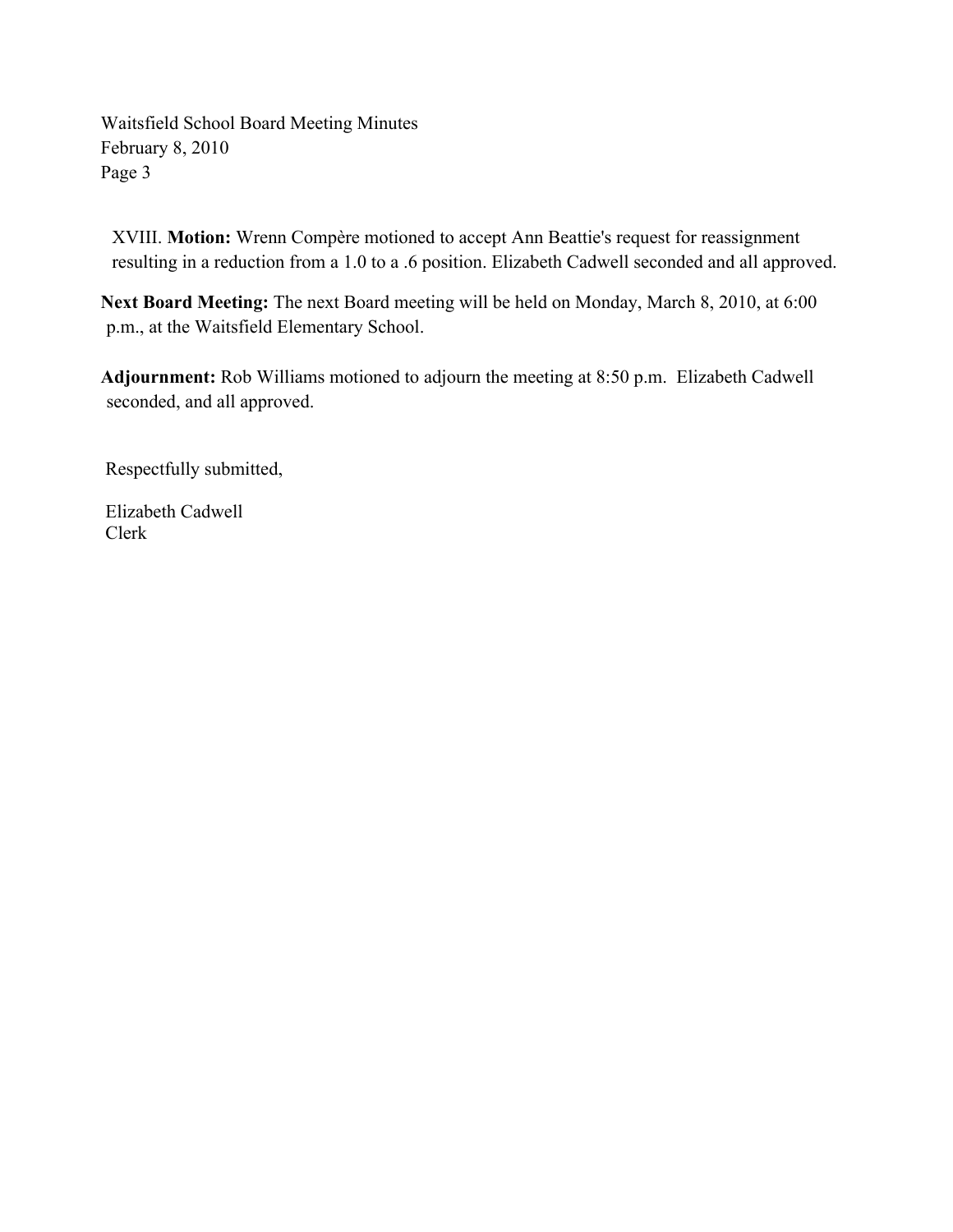XVIII. **Motion:** Wrenn Compère motioned to accept Ann Beattie's request for reassignment resulting in a reduction from a 1.0 to a .6 position. Elizabeth Cadwell seconded and all approved.

**Next Board Meeting:** The next Board meeting will be held on Monday, March 8, 2010, at 6:00 p.m., at the Waitsfield Elementary School.

**Adjournment:** Rob Williams motioned to adjourn the meeting at 8:50 p.m. Elizabeth Cadwell seconded, and all approved.

Respectfully submitted,

Elizabeth Cadwell
Clerk